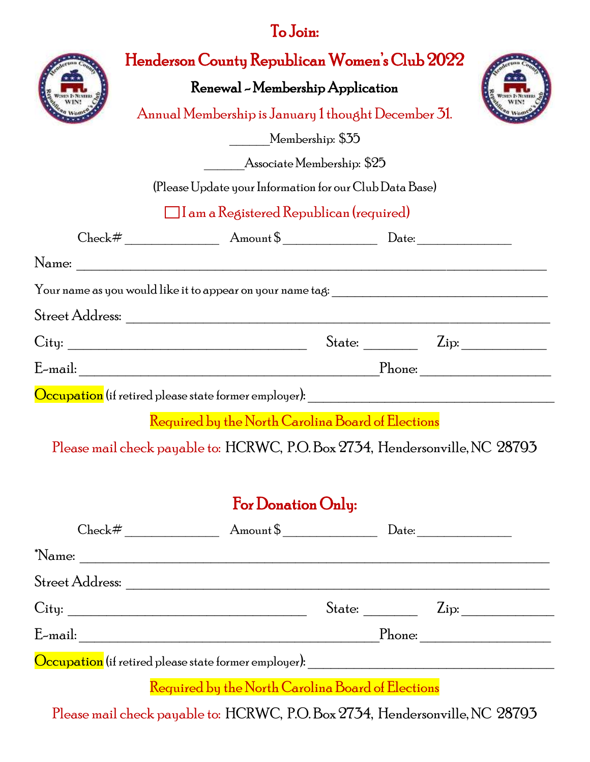# To Join:

# Henderson County Republican Women's Club 2022

## Renewal - Membership Application

Annual Membership is January 1 thought December 31.

______Membership: $35

______Associate Membership: $25

(Please Update your Information for our Club Data Base)

☐ I am a Registered Republican (required)

Check# ______________ Amount $ ______________ Date: ______________

Name: ____________________________________________________________________

Your name as you would like it to appear on your name tag: ______________________________

Street Address: ______________________________________________________________

City: __________________________________ State: ________ Zip: ____________

E-mail: ___________________________________________ Phone: ___________________

Occupation (if retired please state former employer): ____________________________________

Required by the North Carolina Board of Elections

Please mail check payable to: HCRWC, P.O. Box 2734, Hendersonville, NC 28793

# For Donation Only:

Check# ______________ Amount $ ______________ Date: ______________

*Name: ___________________________________________________________________

Street Address: ______________________________________________________________

City: __________________________________ State: ________ Zip: ______________

E-mail: ___________________________________________ Phone: ___________________

Occupation (if retired please state former employer): ____________________________________

Required by the North Carolina Board of Elections

Please mail check payable to: HCRWC, P.O. Box 2734, Hendersonville, NC 28793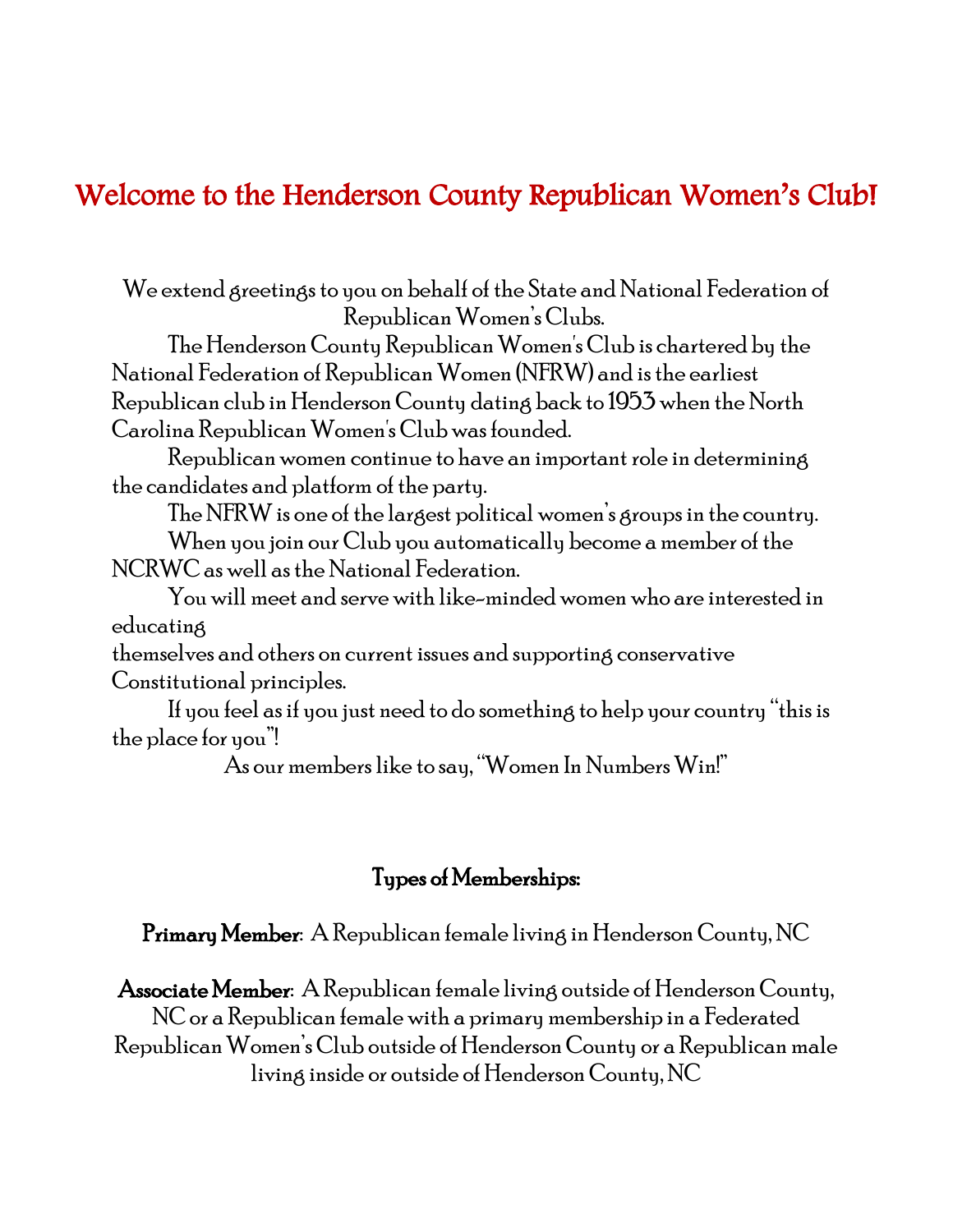# Welcome to the Henderson County Republican Women's Club!

We extend greetings to you on behalf of the State and National Federation of Republican Women's Clubs.

The Henderson County Republican Women's Club is chartered by the National Federation of Republican Women (NFRW) and is the earliest Republican club in Henderson County dating back to 1953 when the North Carolina Republican Women's Club was founded.

Republican women continue to have an important role in determining the candidates and platform of the party.

The NFRW is one of the largest political women's groups in the country.

When you join our Club you automatically become a member of the NCRWC as well as the National Federation.

You will meet and serve with like-minded women who are interested in educating themselves and others on current issues and supporting conservative Constitutional principles.

If you feel as if you just need to do something to help your country "this is the place for you"!

As our members like to say, "Women In Numbers Win!"

## Types of Memberships:

**Primary Member**: A Republican female living in Henderson County, NC

**Associate Member**: A Republican female living outside of Henderson County, NC or a Republican female with a primary membership in a Federated Republican Women's Club outside of Henderson County or a Republican male living inside or outside of Henderson County, NC